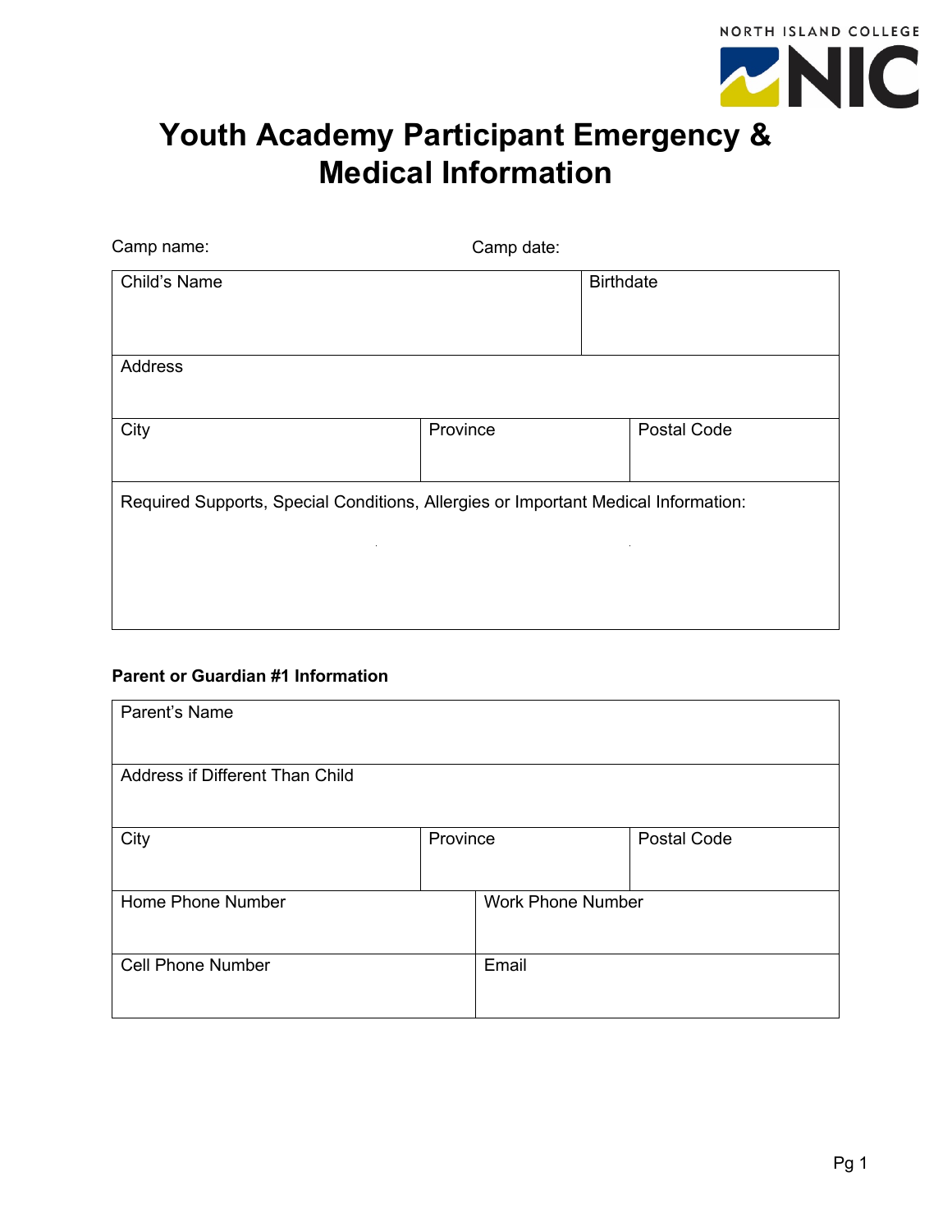NORTH ISLAND COLLEGE NIC

# Youth Academy Participant Emergency & Medical Information

Camp name: Camp date:

| Child's Name | | Birthdate |
|---|---|---|
| Address | | |
| City | Province | Postal Code |
| Required Supports, Special Conditions, Allergies or Important Medical Information: | | |

**Parent or Guardian #1 Information**

| Parent's Name | | |
|---|---|---|
| Address if Different Than Child | | |
| City | Province | Postal Code |
| Home Phone Number | Work Phone Number | |
| Cell Phone Number | Email | |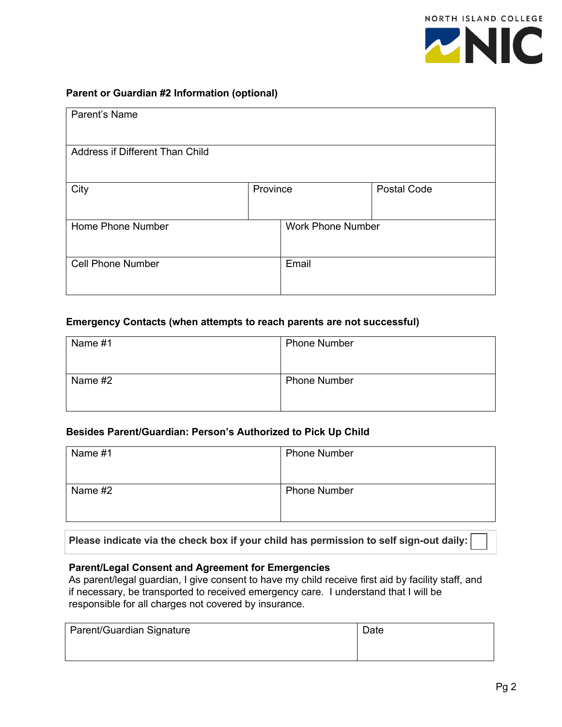### Parent or Guardian #2 Information (optional)

| Parent's Name | | | |
|---|---|---|---|
| Address if Different Than Child | | | |
| City | Province | | Postal Code |
| Home Phone Number | | Work Phone Number | |
| Cell Phone Number | | Email | |

### Emergency Contacts (when attempts to reach parents are not successful)

| Name #1 | Phone Number |
|---|---|
| Name #2 | Phone Number |

### Besides Parent/Guardian: Person's Authorized to Pick Up Child

| Name #1 | Phone Number |
|---|---|
| Name #2 | Phone Number |

**Please indicate via the check box if your child has permission to self sign-out daily:** ☐

**Parent/Legal Consent and Agreement for Emergencies**

As parent/legal guardian, I give consent to have my child receive first aid by facility staff, and if necessary, be transported to received emergency care. I understand that I will be responsible for all charges not covered by insurance.

| Parent/Guardian Signature | Date |
|---|---|
| | |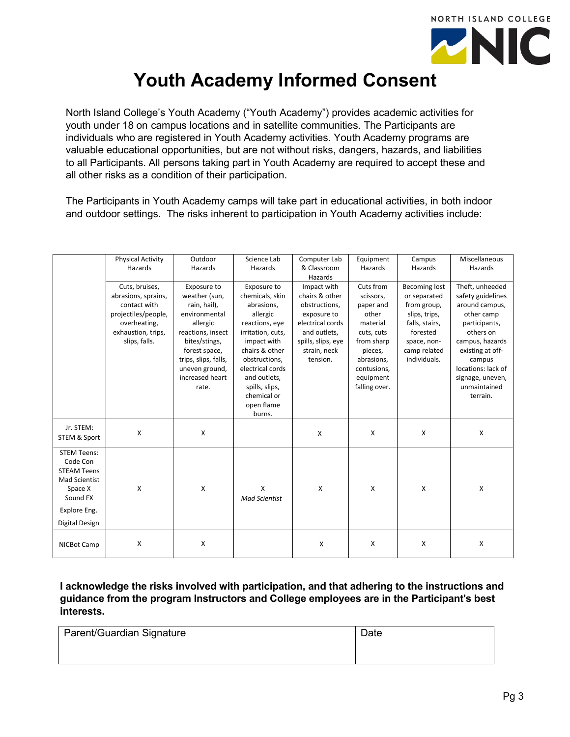# Youth Academy Informed Consent

North Island College's Youth Academy ("Youth Academy") provides academic activities for youth under 18 on campus locations and in satellite communities. The Participants are individuals who are registered in Youth Academy activities. Youth Academy programs are valuable educational opportunities, but are not without risks, dangers, hazards, and liabilities to all Participants. All persons taking part in Youth Academy are required to accept these and all other risks as a condition of their participation.

The Participants in Youth Academy camps will take part in educational activities, in both indoor and outdoor settings. The risks inherent to participation in Youth Academy activities include:

| | Physical Activity Hazards | Outdoor Hazards | Science Lab Hazards | Computer Lab & Classroom Hazards | Equipment Hazards | Campus Hazards | Miscellaneous Hazards |
|---|---|---|---|---|---|---|---|
| | Cuts, bruises, abrasions, sprains, contact with projectiles/people, overheating, exhaustion, trips, slips, falls. | Exposure to weather (sun, rain, hail), environmental allergic reactions, insect bites/stings, forest space, trips, slips, falls, uneven ground, increased heart rate. | Exposure to chemicals, skin abrasions, allergic reactions, eye irritation, cuts, impact with chairs & other obstructions, electrical cords and outlets, spills, slips, chemical or open flame burns. | Impact with chairs & other obstructions, exposure to electrical cords and outlets, spills, slips, eye strain, neck tension. | Cuts from scissors, paper and other material cuts, cuts from sharp pieces, abrasions, contusions, equipment falling over. | Becoming lost or separated from group, slips, trips, falls, stairs, forested space, non-camp related individuals. | Theft, unheeded safety guidelines around campus, other camp participants, others on campus, hazards existing at off-campus locations: lack of signage, uneven, unmaintained terrain. |
| Jr. STEM: STEM & Sport | X | X | | X | X | X | X |
| STEM Teens: Code Con, STEAM Teens, Mad Scientist, Space X, Sound FX, Explore Eng., Digital Design | X | X | X *Mad Scientist* | X | X | X | X |
| NICBot Camp | X | X | | X | X | X | X |

**I acknowledge the risks involved with participation, and that adhering to the instructions and guidance from the program Instructors and College employees are in the Participant's best interests.**

| Parent/Guardian Signature | Date |
|---|---|
| | |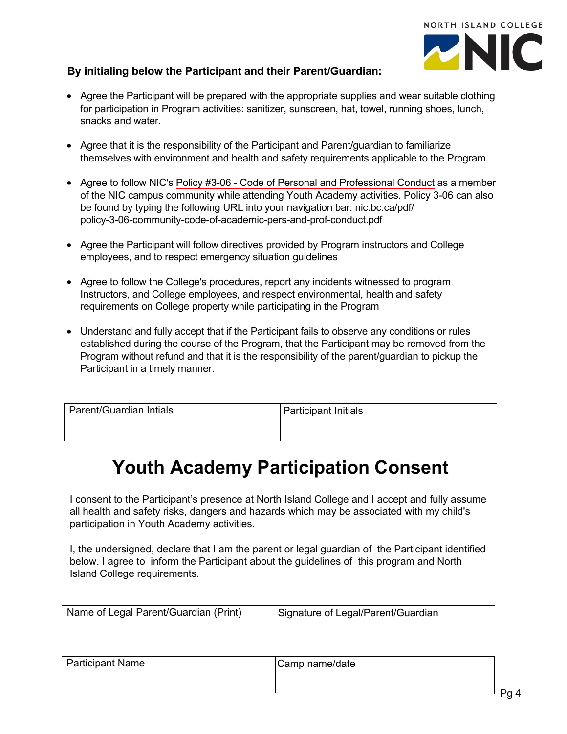**By initialing below the Participant and their Parent/Guardian:**

- Agree the Participant will be prepared with the appropriate supplies and wear suitable clothing for participation in Program activities: sanitizer, sunscreen, hat, towel, running shoes, lunch, snacks and water.
- Agree that it is the responsibility of the Participant and Parent/guardian to familiarize themselves with environment and health and safety requirements applicable to the Program.
- Agree to follow NIC's Policy #3-06 - Code of Personal and Professional Conduct as a member of the NIC campus community while attending Youth Academy activities. Policy 3-06 can also be found by typing the following URL into your navigation bar: nic.bc.ca/pdf/policy-3-06-community-code-of-academic-pers-and-prof-conduct.pdf
- Agree the Participant will follow directives provided by Program instructors and College employees, and to respect emergency situation guidelines
- Agree to follow the College's procedures, report any incidents witnessed to program Instructors, and College employees, and respect environmental, health and safety requirements on College property while participating in the Program
- Understand and fully accept that if the Participant fails to observe any conditions or rules established during the course of the Program, that the Participant may be removed from the Program without refund and that it is the responsibility of the parent/guardian to pickup the Participant in a timely manner.

| Parent/Guardian Intials | Participant Initials |
| --- | --- |
| | |

# Youth Academy Participation Consent

I consent to the Participant's presence at North Island College and I accept and fully assume all health and safety risks, dangers and hazards which may be associated with my child's participation in Youth Academy activities.

I, the undersigned, declare that I am the parent or legal guardian of the Participant identified below. I agree to inform the Participant about the guidelines of this program and North Island College requirements.

| Name of Legal Parent/Guardian (Print) | Signature of Legal/Parent/Guardian |
| --- | --- |
| | |

| Participant Name | Camp name/date |
| --- | --- |
| | |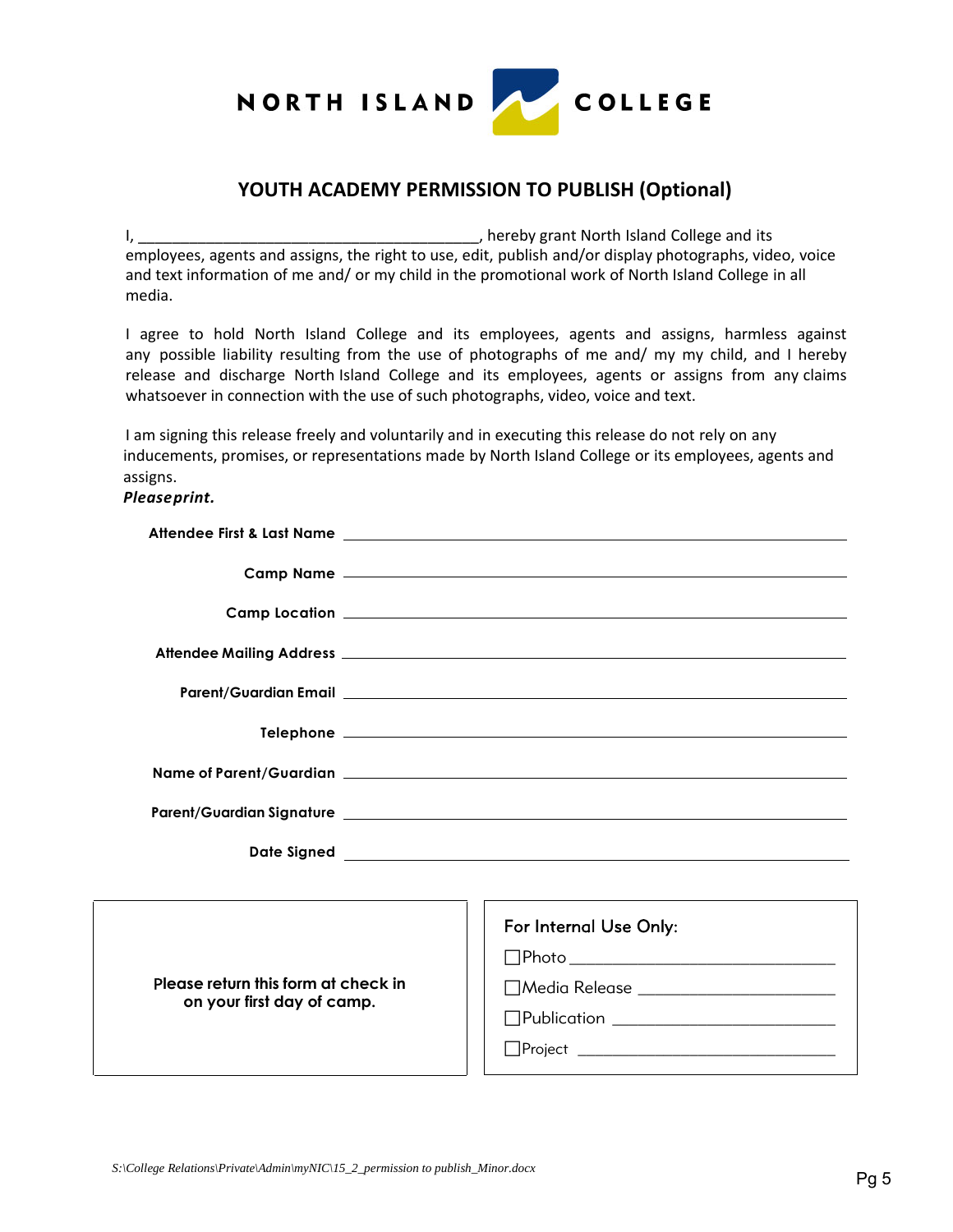NORTH ISLAND COLLEGE

## YOUTH ACADEMY PERMISSION TO PUBLISH (Optional)

I, ________________________________________, hereby grant North Island College and its employees, agents and assigns, the right to use, edit, publish and/or display photographs, video, voice and text information of me and/ or my child in the promotional work of North Island College in all media.

I agree to hold North Island College and its employees, agents and assigns, harmless against any possible liability resulting from the use of photographs of me and/ my my child, and I hereby release and discharge North Island College and its employees, agents or assigns from any claims whatsoever in connection with the use of such photographs, video, voice and text.

I am signing this release freely and voluntarily and in executing this release do not rely on any inducements, promises, or representations made by North Island College or its employees, agents and assigns.

***Pleaseprint.***

**Attendee First & Last Name** ____________________________________________

**Camp Name** ____________________________________________

**Camp Location** ____________________________________________

**Attendee Mailing Address** ____________________________________________

**Parent/Guardian Email** ____________________________________________

**Telephone** ____________________________________________

**Name of Parent/Guardian** ____________________________________________

**Parent/Guardian Signature** ____________________________________________

**Date Signed** ____________________________________________

**Please return this form at check in on your first day of camp.**

For Internal Use Only:

☐Photo ______________________

☐Media Release ______________________

☐Publication ______________________

☐Project ______________________

*S:\College Relations\Private\Admin\myNIC\15_2_permission to publish_Minor.docx*